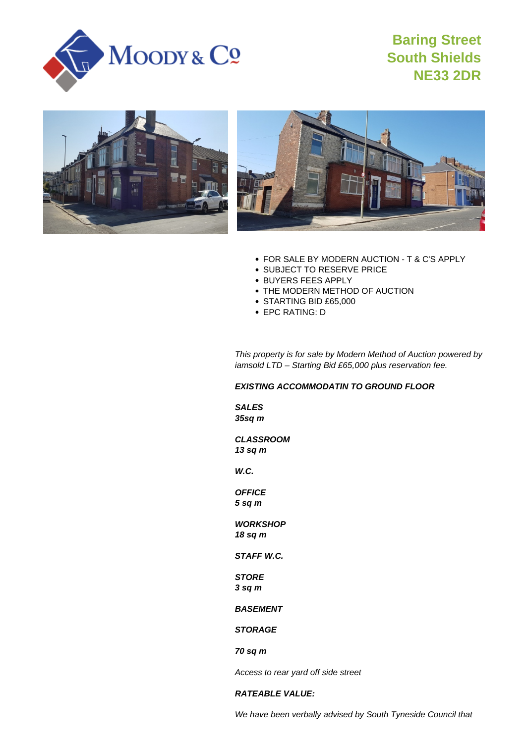# Baring Street South Shields NE33 2DR

- FOR SALE BY MODERN AUCTION - T & C'S APPLY
- SUBJECT TO RESERVE PRICE
- BUYERS FEES APPLY
- THE MODERN METHOD OF AUCTION
- STARTING BID £65,000
- EPC RATING: D

*This property is for sale by Modern Method of Auction powered by iamsold LTD – Starting Bid £65,000 plus reservation fee.*

***EXISTING ACCOMMODATIN TO GROUND FLOOR***

***SALES***
***35sq m***

***CLASSROOM***
***13 sq m***

***W.C.***

***OFFICE***
***5 sq m***

***WORKSHOP***
***18 sq m***

***STAFF W.C.***

***STORE***
***3 sq m***

***BASEMENT***

***STORAGE***

***70 sq m***

*Access to rear yard off side street*

***RATEABLE VALUE:***

*We have been verbally advised by South Tyneside Council that*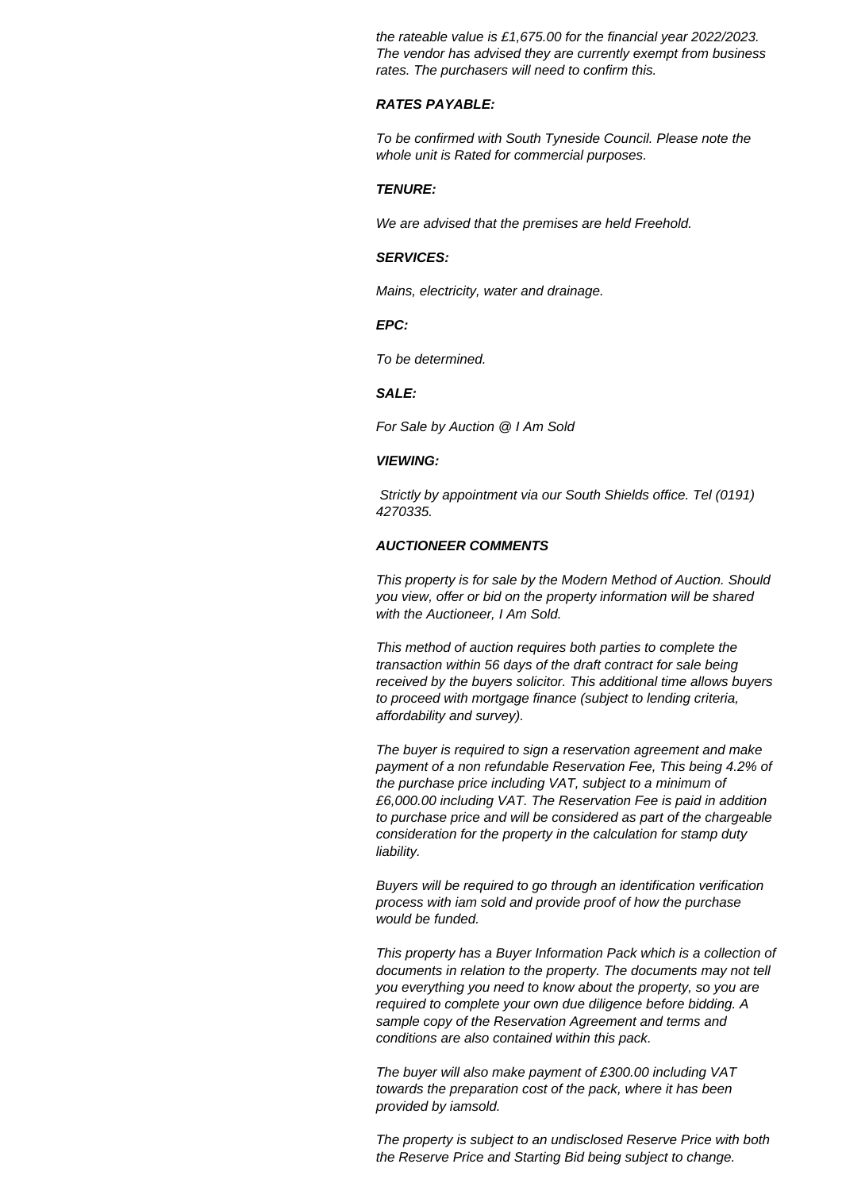*the rateable value is £1,675.00 for the financial year 2022/2023. The vendor has advised they are currently exempt from business rates. The purchasers will need to confirm this.*

***RATES PAYABLE:***

*To be confirmed with South Tyneside Council. Please note the whole unit is Rated for commercial purposes.*

***TENURE:***

*We are advised that the premises are held Freehold.*

***SERVICES:***

*Mains, electricity, water and drainage.*

***EPC:***

*To be determined.*

***SALE:***

*For Sale by Auction @ I Am Sold*

***VIEWING:***

*Strictly by appointment via our South Shields office. Tel (0191) 4270335.*

***AUCTIONEER COMMENTS***

*This property is for sale by the Modern Method of Auction. Should you view, offer or bid on the property information will be shared with the Auctioneer, I Am Sold.*

*This method of auction requires both parties to complete the transaction within 56 days of the draft contract for sale being received by the buyers solicitor. This additional time allows buyers to proceed with mortgage finance (subject to lending criteria, affordability and survey).*

*The buyer is required to sign a reservation agreement and make payment of a non refundable Reservation Fee, This being 4.2% of the purchase price including VAT, subject to a minimum of £6,000.00 including VAT. The Reservation Fee is paid in addition to purchase price and will be considered as part of the chargeable consideration for the property in the calculation for stamp duty liability.*

*Buyers will be required to go through an identification verification process with iam sold and provide proof of how the purchase would be funded.*

*This property has a Buyer Information Pack which is a collection of documents in relation to the property. The documents may not tell you everything you need to know about the property, so you are required to complete your own due diligence before bidding. A sample copy of the Reservation Agreement and terms and conditions are also contained within this pack.*

*The buyer will also make payment of £300.00 including VAT towards the preparation cost of the pack, where it has been provided by iamsold.*

*The property is subject to an undisclosed Reserve Price with both the Reserve Price and Starting Bid being subject to change.*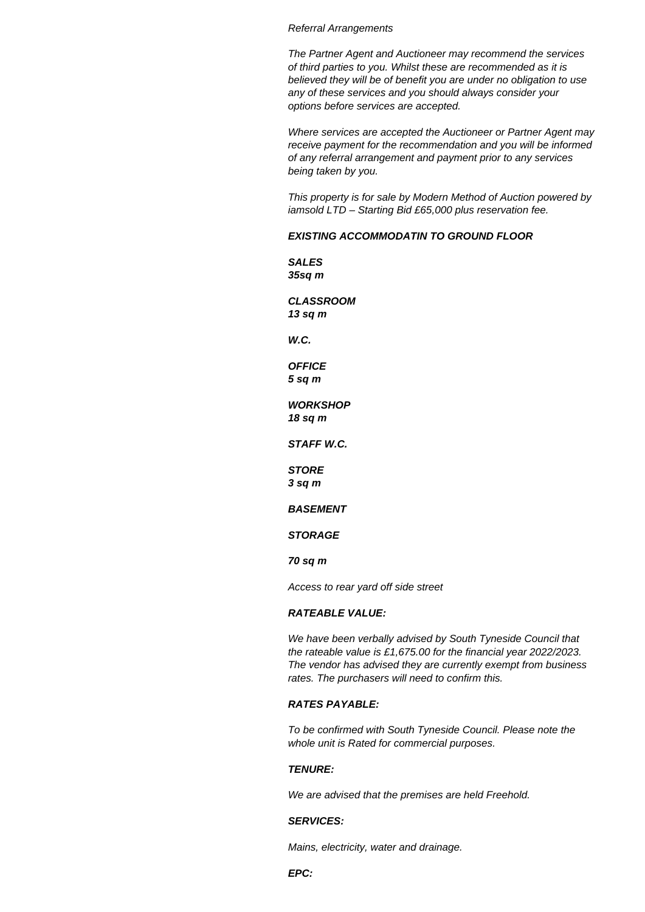*Referral Arrangements*

*The Partner Agent and Auctioneer may recommend the services of third parties to you. Whilst these are recommended as it is believed they will be of benefit you are under no obligation to use any of these services and you should always consider your options before services are accepted.*

*Where services are accepted the Auctioneer or Partner Agent may receive payment for the recommendation and you will be informed of any referral arrangement and payment prior to any services being taken by you.*

*This property is for sale by Modern Method of Auction powered by iamsold LTD – Starting Bid £65,000 plus reservation fee.*

***EXISTING ACCOMMODATIN TO GROUND FLOOR***

***SALES***
***35sq m***

***CLASSROOM***
***13 sq m***

***W.C.***

***OFFICE***
***5 sq m***

***WORKSHOP***
***18 sq m***

***STAFF W.C.***

***STORE***
***3 sq m***

***BASEMENT***

***STORAGE***

***70 sq m***

*Access to rear yard off side street*

***RATEABLE VALUE:***

*We have been verbally advised by South Tyneside Council that the rateable value is £1,675.00 for the financial year 2022/2023. The vendor has advised they are currently exempt from business rates. The purchasers will need to confirm this.*

***RATES PAYABLE:***

*To be confirmed with South Tyneside Council. Please note the whole unit is Rated for commercial purposes.*

***TENURE:***

*We are advised that the premises are held Freehold.*

***SERVICES:***

*Mains, electricity, water and drainage.*

***EPC:***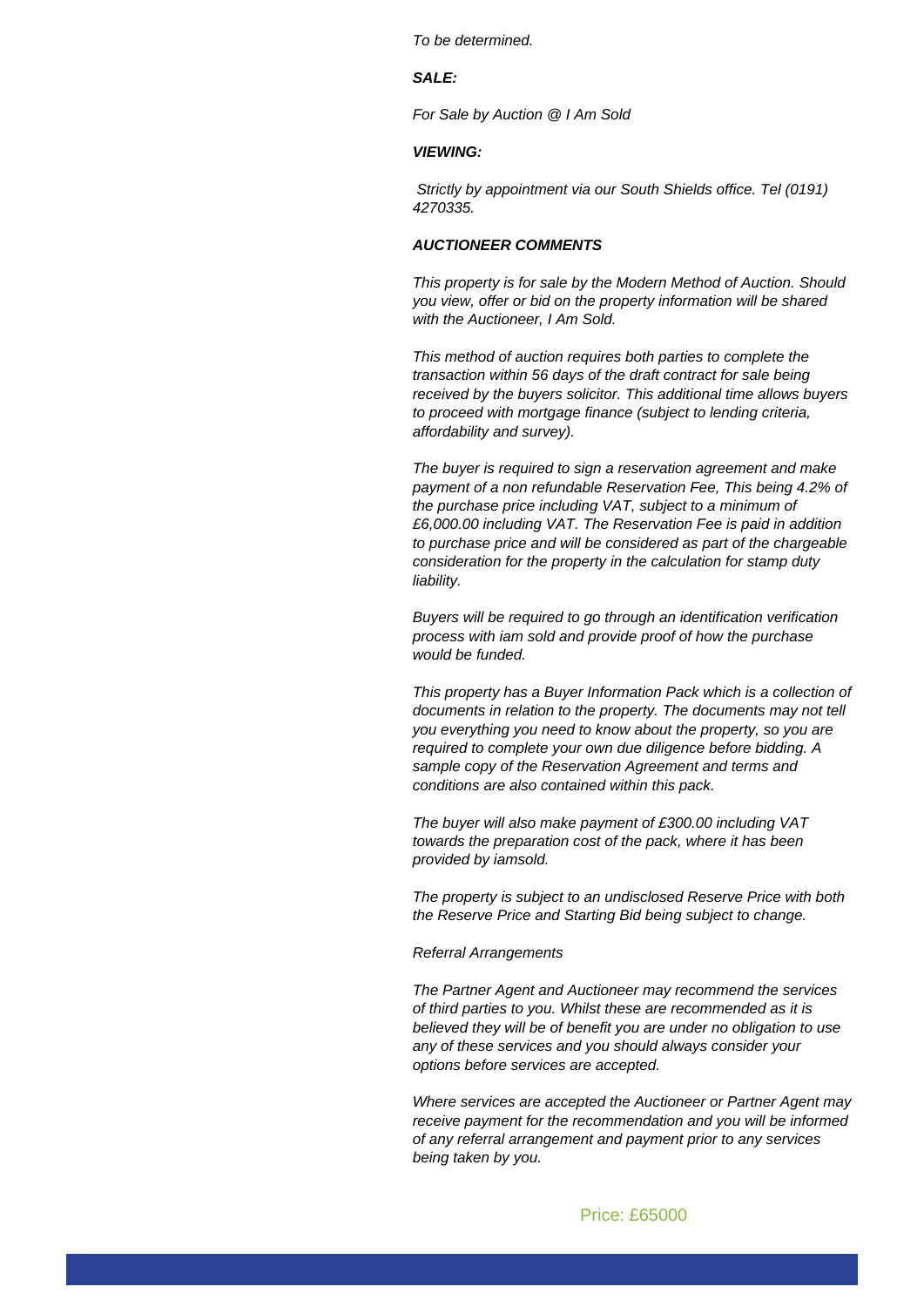*To be determined.*

***SALE:***

*For Sale by Auction @ I Am Sold*

***VIEWING:***

*Strictly by appointment via our South Shields office. Tel (0191) 4270335.*

***AUCTIONEER COMMENTS***

*This property is for sale by the Modern Method of Auction. Should you view, offer or bid on the property information will be shared with the Auctioneer, I Am Sold.*

*This method of auction requires both parties to complete the transaction within 56 days of the draft contract for sale being received by the buyers solicitor. This additional time allows buyers to proceed with mortgage finance (subject to lending criteria, affordability and survey).*

*The buyer is required to sign a reservation agreement and make payment of a non refundable Reservation Fee, This being 4.2% of the purchase price including VAT, subject to a minimum of £6,000.00 including VAT. The Reservation Fee is paid in addition to purchase price and will be considered as part of the chargeable consideration for the property in the calculation for stamp duty liability.*

*Buyers will be required to go through an identification verification process with iam sold and provide proof of how the purchase would be funded.*

*This property has a Buyer Information Pack which is a collection of documents in relation to the property. The documents may not tell you everything you need to know about the property, so you are required to complete your own due diligence before bidding. A sample copy of the Reservation Agreement and terms and conditions are also contained within this pack.*

*The buyer will also make payment of £300.00 including VAT towards the preparation cost of the pack, where it has been provided by iamsold.*

*The property is subject to an undisclosed Reserve Price with both the Reserve Price and Starting Bid being subject to change.*

*Referral Arrangements*

*The Partner Agent and Auctioneer may recommend the services of third parties to you. Whilst these are recommended as it is believed they will be of benefit you are under no obligation to use any of these services and you should always consider your options before services are accepted.*

*Where services are accepted the Auctioneer or Partner Agent may receive payment for the recommendation and you will be informed of any referral arrangement and payment prior to any services being taken by you.*

Price: £65000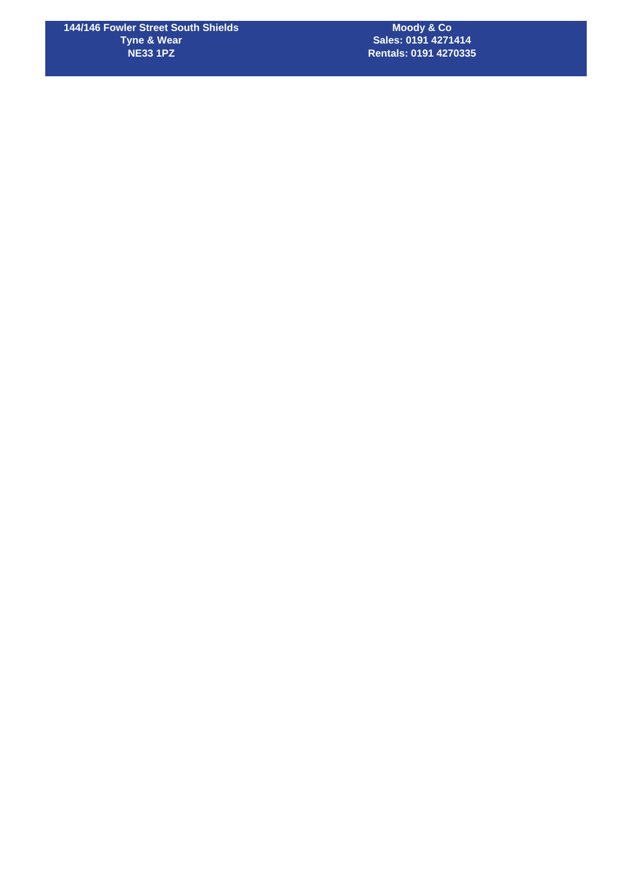**144/146 Fowler Street South Shields**
**Tyne & Wear**
**NE33 1PZ**

**Moody & Co**
**Sales: 0191 4271414**
**Rentals: 0191 4270335**